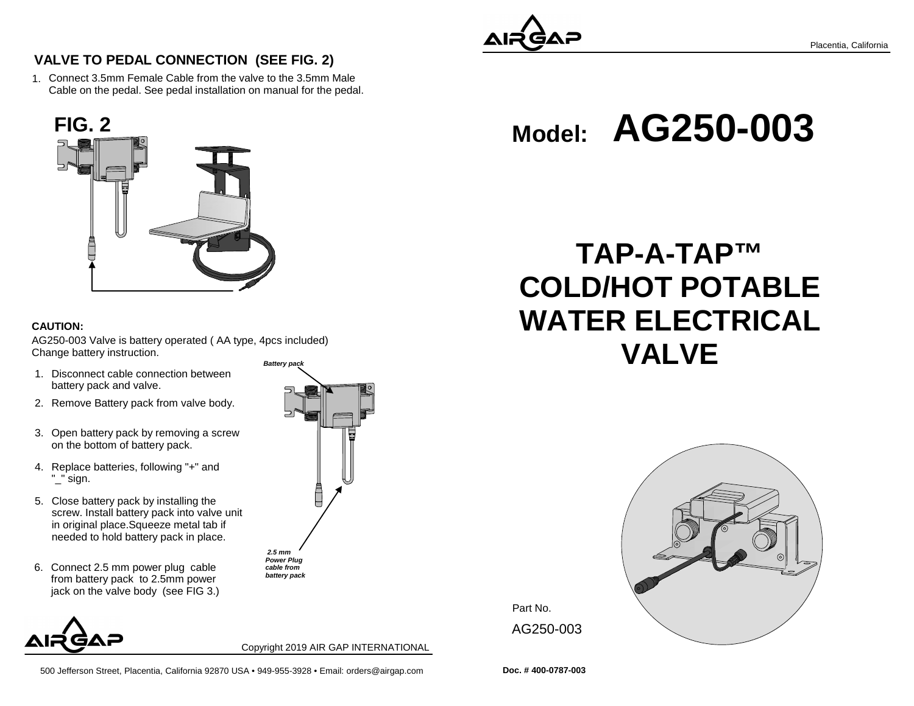## VALVE TO PEDAL CONNECTION (SEE FIG. 2)

1. Connect 3.5mm Female Cable from the valve to the 3.5mm Male Cable on the pedal. See pedal installation on manual for the pedal.

**FIG. 2**

**CAUTION:**

AG250-003 Valve is battery operated ( AA type, 4pcs included)
Change battery instruction.

1. Disconnect cable connection between battery pack and valve.
2. Remove Battery pack from valve body.
3. Open battery pack by removing a screw on the bottom of battery pack.
4. Replace batteries, following "+" and "_" sign.
5. Close battery pack by installing the screw. Install battery pack into valve unit in original place.Squeeze metal tab if needed to hold battery pack in place.
6. Connect 2.5 mm power plug cable from battery pack to 2.5mm power jack on the valve body (see FIG 3.)

***Battery pack***

***2.5 mm Power Plug cable from battery pack***

Copyright 2019 AIR GAP INTERNATIONAL

500 Jefferson Street, Placentia, California 92870 USA • 949-955-3928 • Email: orders@airgap.com

Placentia, California

# Model: AG250-003

# TAP-A-TAP™ COLD/HOT POTABLE WATER ELECTRICAL VALVE

Part No.

AG250-003

**Doc. # 400-0787-003**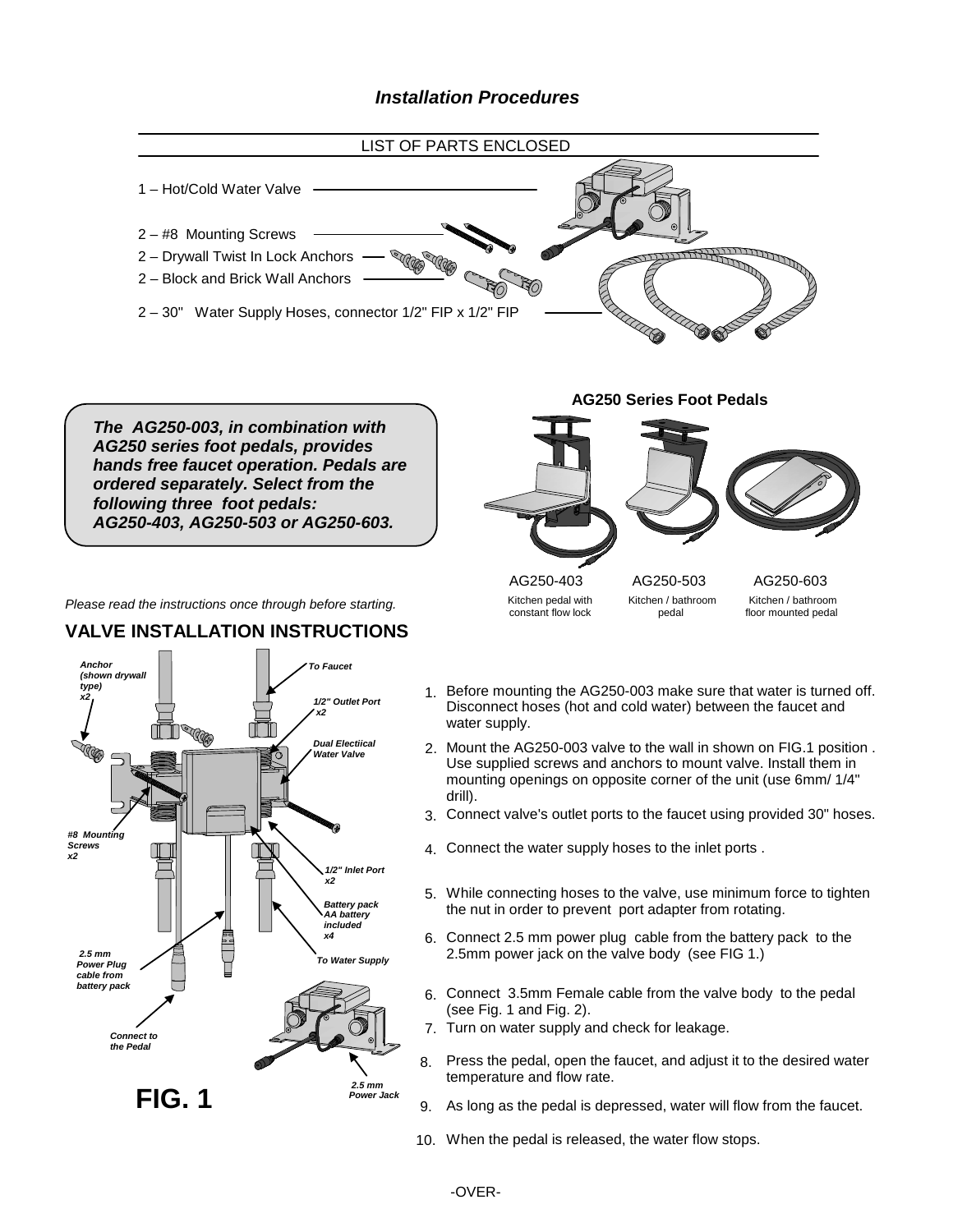## *Installation Procedures*

LIST OF PARTS ENCLOSED

1 – Hot/Cold Water Valve

2 – #8 Mounting Screws

2 – Drywall Twist In Lock Anchors

2 – Block and Brick Wall Anchors

2 – 30" Water Supply Hoses, connector 1/2" FIP x 1/2" FIP

***The AG250-003, in combination with AG250 series foot pedals, provides hands free faucet operation. Pedals are ordered separately. Select from the following three foot pedals: AG250-403, AG250-503 or AG250-603.***

**AG250 Series Foot Pedals**

| AG250-403 | AG250-503 | AG250-603 |
|---|---|---|
| Kitchen pedal with constant flow lock | Kitchen / bathroom pedal | Kitchen / bathroom floor mounted pedal |

*Please read the instructions once through before starting.*

## VALVE INSTALLATION INSTRUCTIONS

***Anchor (shown drywall type) x2***

***To Faucet***

***1/2" Outlet Port x2***

***Dual Electiical Water Valve***

***#8 Mounting Screws x2***

***1/2" Inlet Port x2***

***Battery pack AA battery included x4***

***2.5 mm Power Plug cable from battery pack***

***To Water Supply***

***Connect to the Pedal***

***2.5 mm Power Jack***

**FIG. 1**

1. Before mounting the AG250-003 make sure that water is turned off. Disconnect hoses (hot and cold water) between the faucet and water supply.
2. Mount the AG250-003 valve to the wall in shown on FIG.1 position . Use supplied screws and anchors to mount valve. Install them in mounting openings on opposite corner of the unit (use 6mm/ 1/4" drill).
3. Connect valve's outlet ports to the faucet using provided 30" hoses.
4. Connect the water supply hoses to the inlet ports .
5. While connecting hoses to the valve, use minimum force to tighten the nut in order to prevent port adapter from rotating.
6. Connect 2.5 mm power plug cable from the battery pack to the 2.5mm power jack on the valve body (see FIG 1.)
6. Connect 3.5mm Female cable from the valve body to the pedal (see Fig. 1 and Fig. 2).
7. Turn on water supply and check for leakage.
8. Press the pedal, open the faucet, and adjust it to the desired water temperature and flow rate.
9. As long as the pedal is depressed, water will flow from the faucet.
10. When the pedal is released, the water flow stops.

-OVER-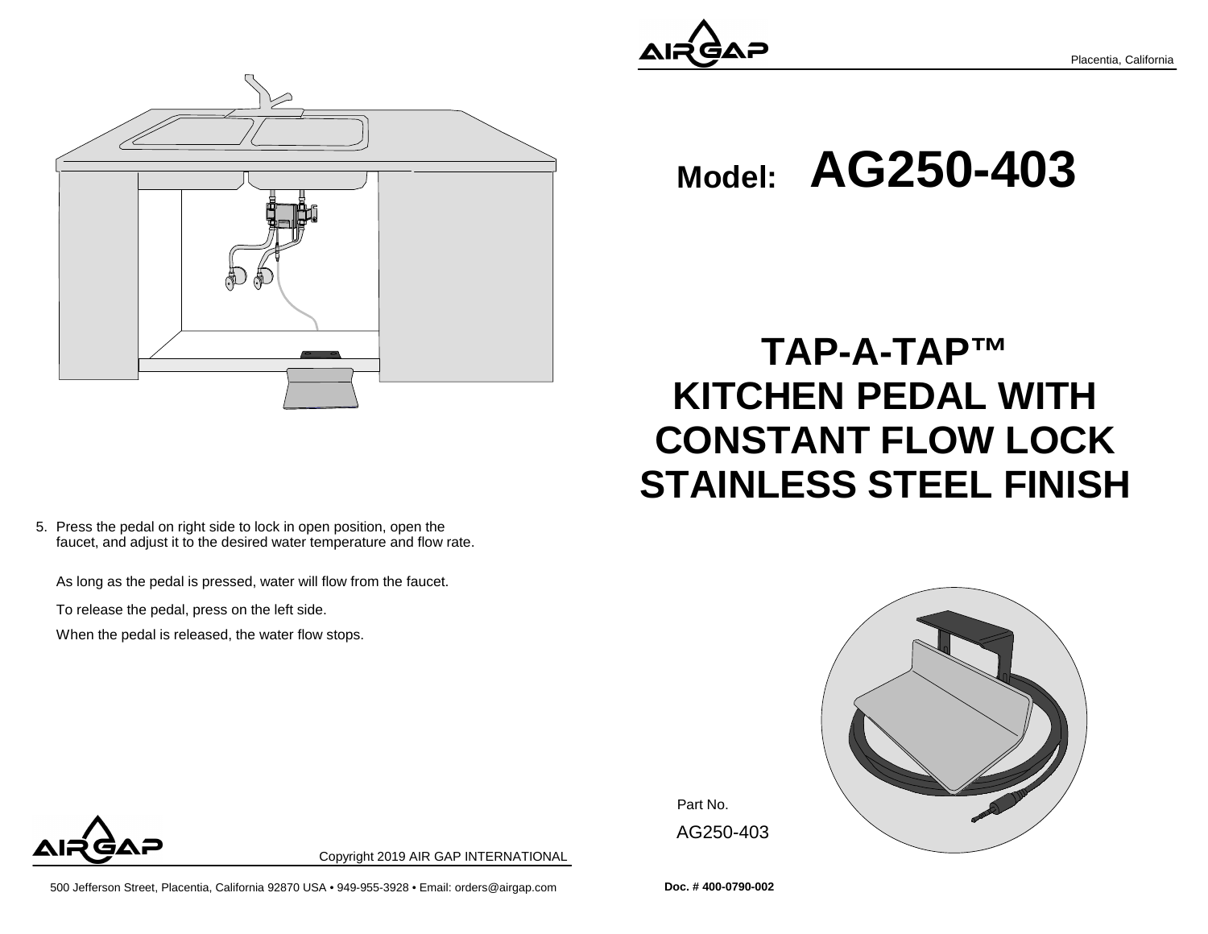5. Press the pedal on right side to lock in open position, open the faucet, and adjust it to the desired water temperature and flow rate.

   As long as the pedal is pressed, water will flow from the faucet.

   To release the pedal, press on the left side.

   When the pedal is released, the water flow stops.

Copyright 2019 AIR GAP INTERNATIONAL

500 Jefferson Street, Placentia, California 92870 USA • 949-955-3928 • Email: orders@airgap.com

Placentia, California

# Model: AG250-403

# TAP-A-TAP™ KITCHEN PEDAL WITH CONSTANT FLOW LOCK STAINLESS STEEL FINISH

Part No.

AG250-403

**Doc. # 400-0790-002**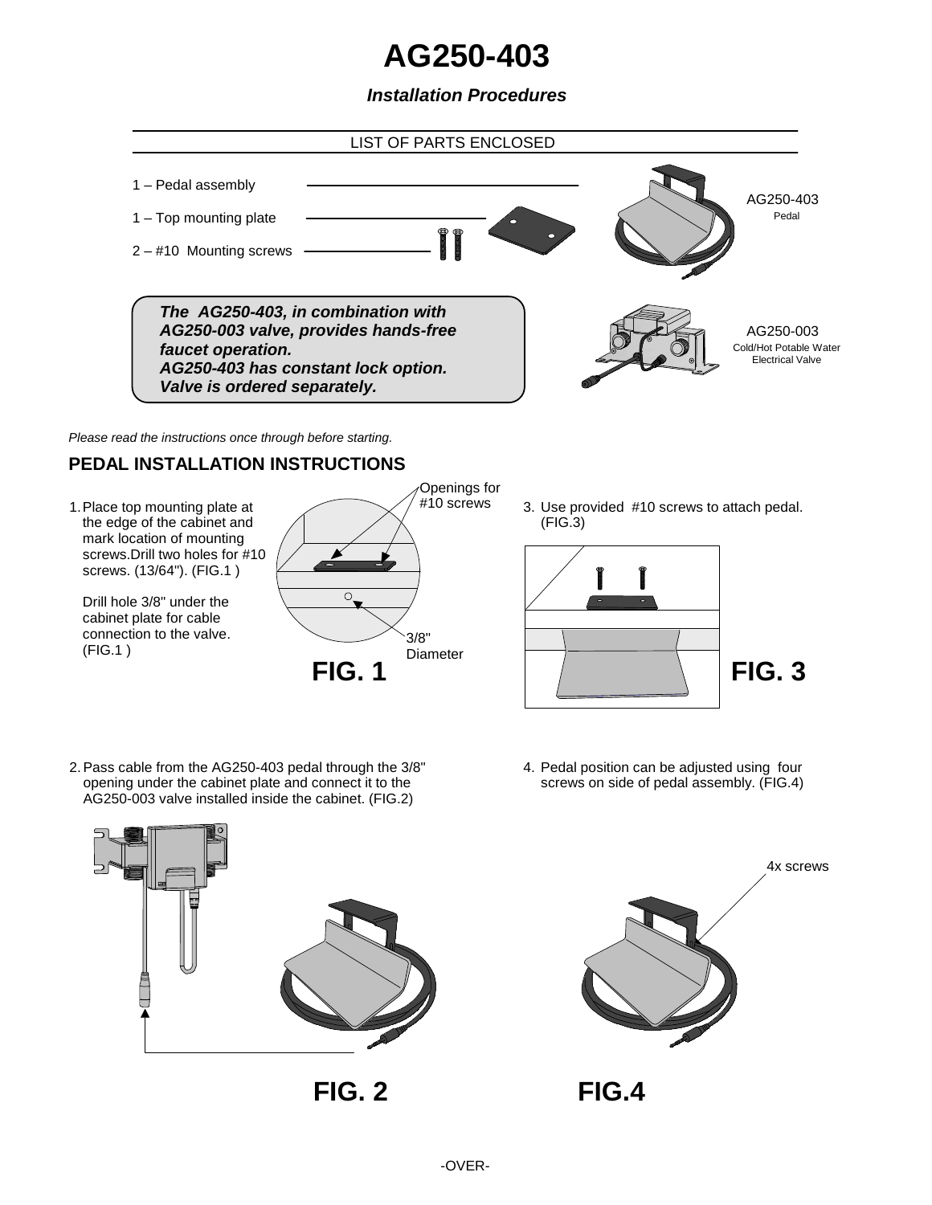# AG250-403

***Installation Procedures***

LIST OF PARTS ENCLOSED

1 – Pedal assembly

1 – Top mounting plate

2 – #10 Mounting screws

AG250-403
Pedal

***The AG250-403, in combination with AG250-003 valve, provides hands-free faucet operation.***
***AG250-403 has constant lock option.***
***Valve is ordered separately.***

AG250-003
Cold/Hot Potable Water Electrical Valve

*Please read the instructions once through before starting.*

## PEDAL INSTALLATION INSTRUCTIONS

1. Place top mounting plate at the edge of the cabinet and mark location of mounting screws. Drill two holes for #10 screws. (13/64"). (FIG.1 )

   Drill hole 3/8" under the cabinet plate for cable connection to the valve. (FIG.1 )

Openings for #10 screws

3/8" Diameter

**FIG. 1**

2. Pass cable from the AG250-403 pedal through the 3/8" opening under the cabinet plate and connect it to the AG250-003 valve installed inside the cabinet. (FIG.2)

**FIG. 2**

3. Use provided #10 screws to attach pedal. (FIG.3)

**FIG. 3**

4. Pedal position can be adjusted using four screws on side of pedal assembly. (FIG.4)

4x screws

**FIG.4**

-OVER-